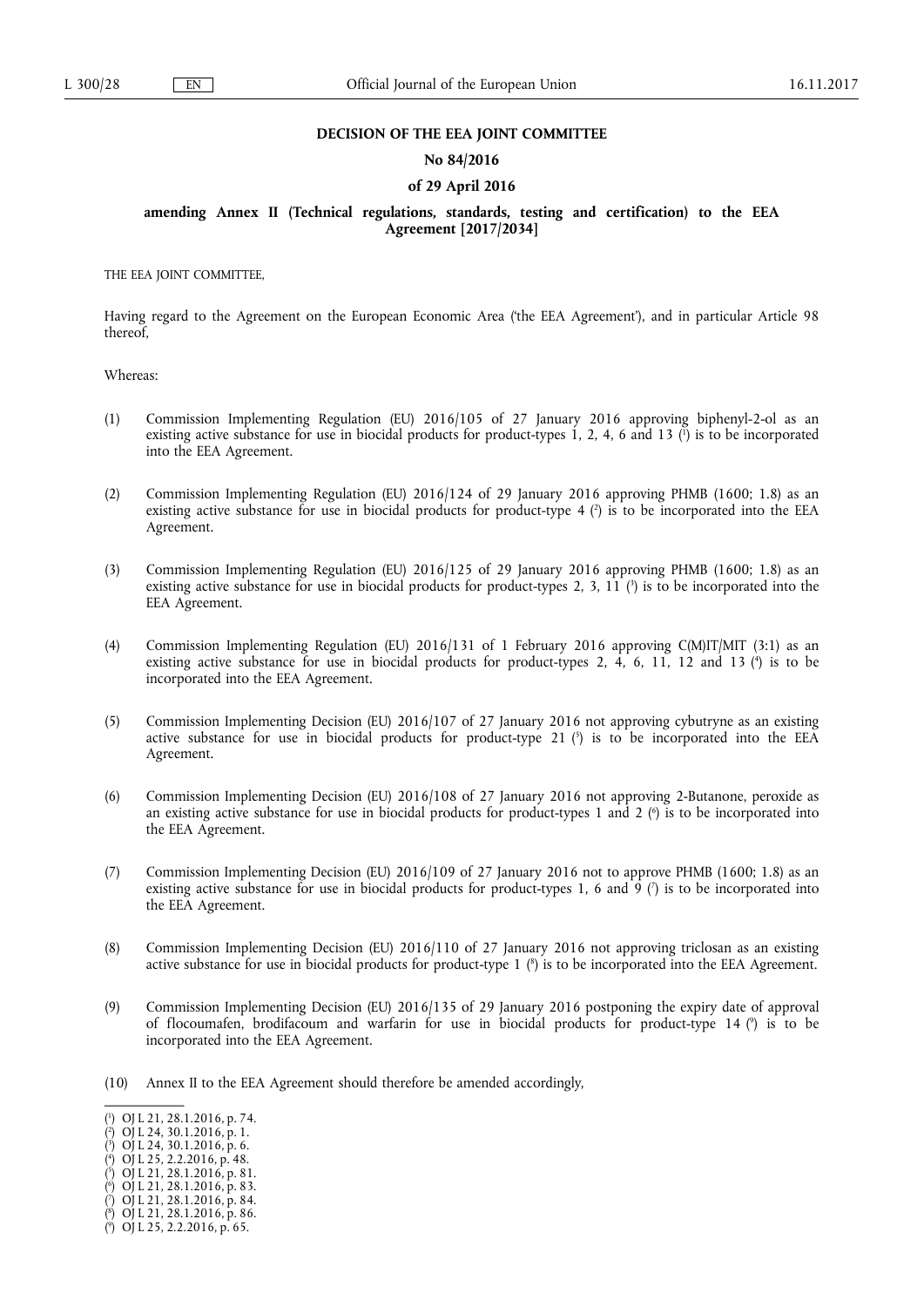**DECISION OF THE EEA JOINT COMMITTEE**

**No 84/2016**

**of 29 April 2016**

**amending Annex II (Technical regulations, standards, testing and certification) to the EEA Agreement [2017/2034]**

THE EEA JOINT COMMITTEE,

Having regard to the Agreement on the European Economic Area ('the EEA Agreement'), and in particular Article 98 thereof,

Whereas:

(1) Commission Implementing Regulation (EU) 2016/105 of 27 January 2016 approving biphenyl-2-ol as an existing active substance for use in biocidal products for product-types 1, 2, 4, 6 and 13 [1] is to be incorporated into the EEA Agreement.

(2) Commission Implementing Regulation (EU) 2016/124 of 29 January 2016 approving PHMB (1600; 1.8) as an existing active substance for use in biocidal products for product-type 4 [2] is to be incorporated into the EEA Agreement.

(3) Commission Implementing Regulation (EU) 2016/125 of 29 January 2016 approving PHMB (1600; 1.8) as an existing active substance for use in biocidal products for product-types 2, 3, 11 [3] is to be incorporated into the EEA Agreement.

(4) Commission Implementing Regulation (EU) 2016/131 of 1 February 2016 approving C(M)IT/MIT (3:1) as an existing active substance for use in biocidal products for product-types 2, 4, 6, 11, 12 and 13 [4] is to be incorporated into the EEA Agreement.

(5) Commission Implementing Decision (EU) 2016/107 of 27 January 2016 not approving cybutryne as an existing active substance for use in biocidal products for product-type 21 [5] is to be incorporated into the EEA Agreement.

(6) Commission Implementing Decision (EU) 2016/108 of 27 January 2016 not approving 2-Butanone, peroxide as an existing active substance for use in biocidal products for product-types 1 and 2 [6] is to be incorporated into the EEA Agreement.

(7) Commission Implementing Decision (EU) 2016/109 of 27 January 2016 not to approve PHMB (1600; 1.8) as an existing active substance for use in biocidal products for product-types 1, 6 and 9 [7] is to be incorporated into the EEA Agreement.

(8) Commission Implementing Decision (EU) 2016/110 of 27 January 2016 not approving triclosan as an existing active substance for use in biocidal products for product-type 1 [8] is to be incorporated into the EEA Agreement.

(9) Commission Implementing Decision (EU) 2016/135 of 29 January 2016 postponing the expiry date of approval of flocoumafen, brodifacoum and warfarin for use in biocidal products for product-type 14 [9] is to be incorporated into the EEA Agreement.

(10) Annex II to the EEA Agreement should therefore be amended accordingly,

---

[1] OJ L 21, 28.1.2016, p. 74.
[2] OJ L 24, 30.1.2016, p. 1.
[3] OJ L 24, 30.1.2016, p. 6.
[4] OJ L 25, 2.2.2016, p. 48.
[5] OJ L 21, 28.1.2016, p. 81.
[6] OJ L 21, 28.1.2016, p. 83.
[7] OJ L 21, 28.1.2016, p. 84.
[8] OJ L 21, 28.1.2016, p. 86.
[9] OJ L 25, 2.2.2016, p. 65.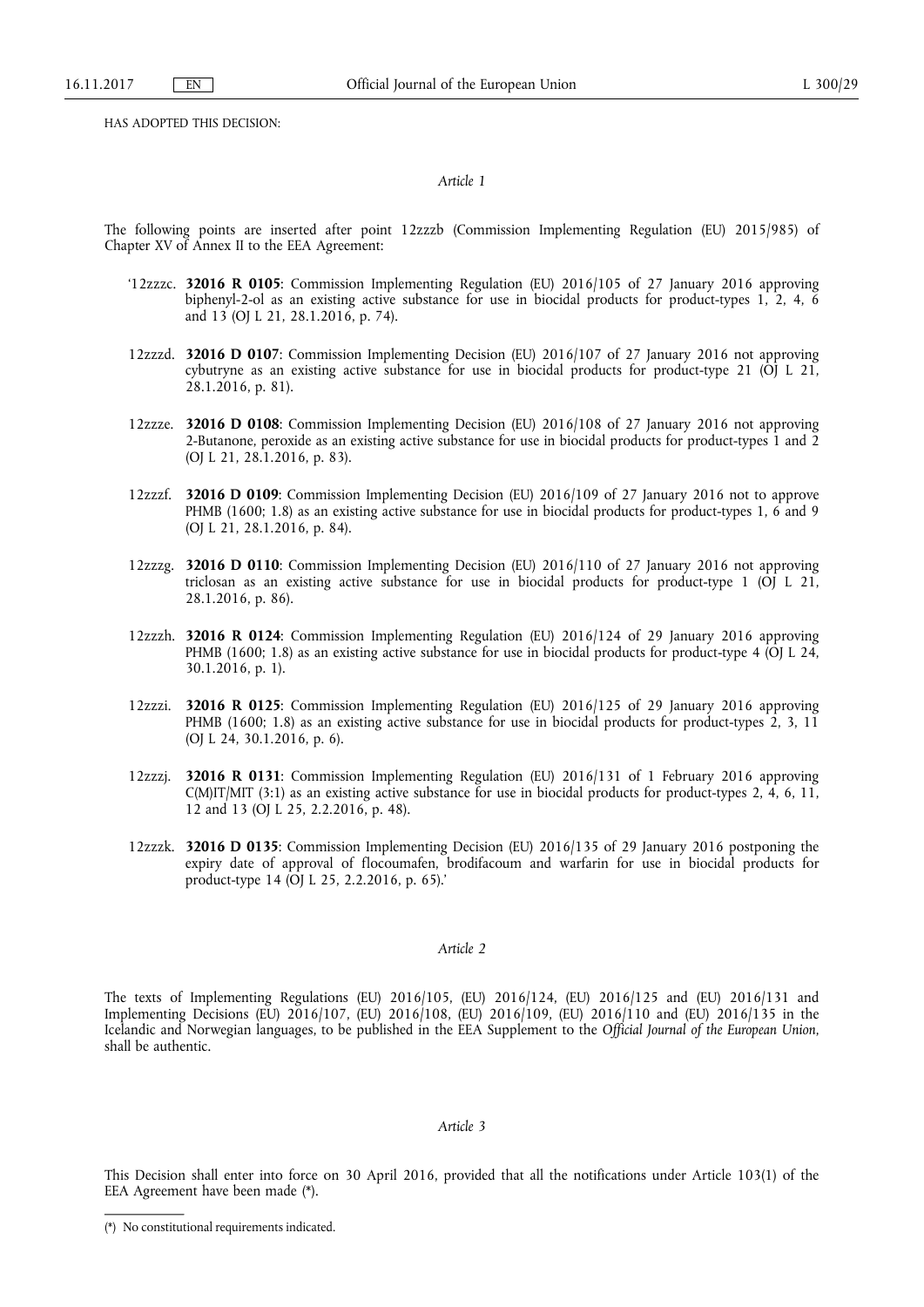HAS ADOPTED THIS DECISION:

*Article 1*

The following points are inserted after point 12zzzb (Commission Implementing Regulation (EU) 2015/985) of Chapter XV of Annex II to the EEA Agreement:

'12zzzc. **32016 R 0105**: Commission Implementing Regulation (EU) 2016/105 of 27 January 2016 approving biphenyl-2-ol as an existing active substance for use in biocidal products for product-types 1, 2, 4, 6 and 13 (OJ L 21, 28.1.2016, p. 74).

12zzzd. **32016 D 0107**: Commission Implementing Decision (EU) 2016/107 of 27 January 2016 not approving cybutryne as an existing active substance for use in biocidal products for product-type 21 (OJ L 21, 28.1.2016, p. 81).

12zzze. **32016 D 0108**: Commission Implementing Decision (EU) 2016/108 of 27 January 2016 not approving 2-Butanone, peroxide as an existing active substance for use in biocidal products for product-types 1 and 2 (OJ L 21, 28.1.2016, p. 83).

12zzzf. **32016 D 0109**: Commission Implementing Decision (EU) 2016/109 of 27 January 2016 not to approve PHMB (1600; 1.8) as an existing active substance for use in biocidal products for product-types 1, 6 and 9 (OJ L 21, 28.1.2016, p. 84).

12zzzg. **32016 D 0110**: Commission Implementing Decision (EU) 2016/110 of 27 January 2016 not approving triclosan as an existing active substance for use in biocidal products for product-type 1 (OJ L 21, 28.1.2016, p. 86).

12zzzh. **32016 R 0124**: Commission Implementing Regulation (EU) 2016/124 of 29 January 2016 approving PHMB (1600; 1.8) as an existing active substance for use in biocidal products for product-type 4 (OJ L 24, 30.1.2016, p. 1).

12zzzi. **32016 R 0125**: Commission Implementing Regulation (EU) 2016/125 of 29 January 2016 approving PHMB (1600; 1.8) as an existing active substance for use in biocidal products for product-types 2, 3, 11 (OJ L 24, 30.1.2016, p. 6).

12zzzj. **32016 R 0131**: Commission Implementing Regulation (EU) 2016/131 of 1 February 2016 approving C(M)IT/MIT (3:1) as an existing active substance for use in biocidal products for product-types 2, 4, 6, 11, 12 and 13 (OJ L 25, 2.2.2016, p. 48).

12zzzk. **32016 D 0135**: Commission Implementing Decision (EU) 2016/135 of 29 January 2016 postponing the expiry date of approval of flocoumafen, brodifacoum and warfarin for use in biocidal products for product-type 14 (OJ L 25, 2.2.2016, p. 65).'

*Article 2*

The texts of Implementing Regulations (EU) 2016/105, (EU) 2016/124, (EU) 2016/125 and (EU) 2016/131 and Implementing Decisions (EU) 2016/107, (EU) 2016/108, (EU) 2016/109, (EU) 2016/110 and (EU) 2016/135 in the Icelandic and Norwegian languages, to be published in the EEA Supplement to the *Official Journal of the European Union*, shall be authentic.

*Article 3*

This Decision shall enter into force on 30 April 2016, provided that all the notifications under Article 103(1) of the EEA Agreement have been made (*).

(*) No constitutional requirements indicated.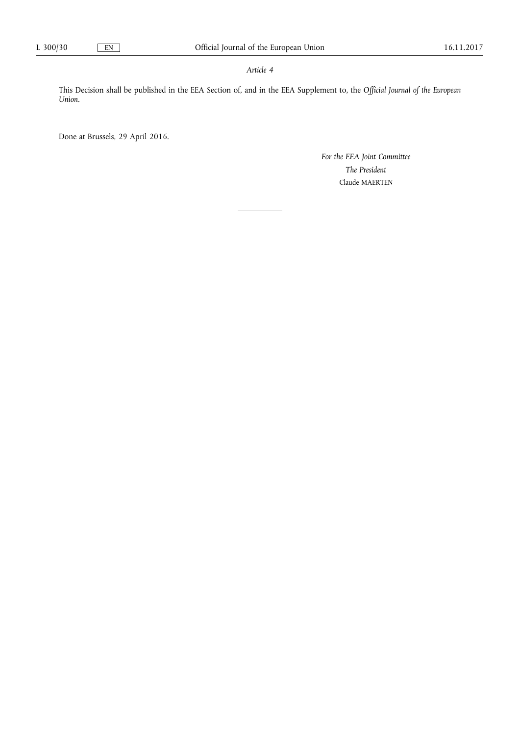*Article 4*

This Decision shall be published in the EEA Section of, and in the EEA Supplement to, the *Official Journal of the European Union*.

Done at Brussels, 29 April 2016.

*For the EEA Joint Committee*

*The President*

Claude MAERTEN